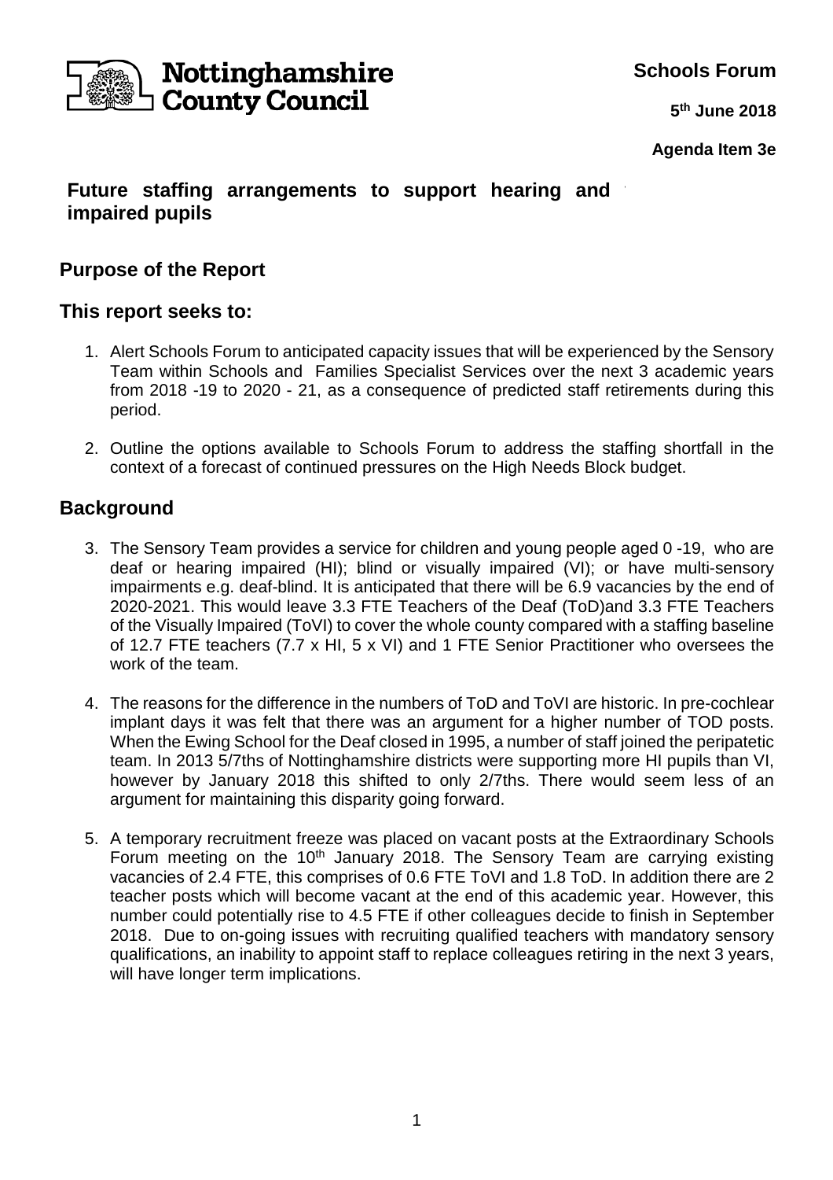Nottinghamshire County Council

**Schools Forum**

**5th June 2018**

**Agenda Item 3e**

# Future staffing arrangements to support hearing and impaired pupils

## Purpose of the Report

## This report seeks to:

1. Alert Schools Forum to anticipated capacity issues that will be experienced by the Sensory Team within Schools and Families Specialist Services over the next 3 academic years from 2018 -19 to 2020 - 21, as a consequence of predicted staff retirements during this period.

2. Outline the options available to Schools Forum to address the staffing shortfall in the context of a forecast of continued pressures on the High Needs Block budget.

## Background

3. The Sensory Team provides a service for children and young people aged 0 -19, who are deaf or hearing impaired (HI); blind or visually impaired (VI); or have multi-sensory impairments e.g. deaf-blind. It is anticipated that there will be 6.9 vacancies by the end of 2020-2021. This would leave 3.3 FTE Teachers of the Deaf (ToD)and 3.3 FTE Teachers of the Visually Impaired (ToVI) to cover the whole county compared with a staffing baseline of 12.7 FTE teachers (7.7 x HI, 5 x VI) and 1 FTE Senior Practitioner who oversees the work of the team.

4. The reasons for the difference in the numbers of ToD and ToVI are historic. In pre-cochlear implant days it was felt that there was an argument for a higher number of TOD posts. When the Ewing School for the Deaf closed in 1995, a number of staff joined the peripatetic team. In 2013 5/7ths of Nottinghamshire districts were supporting more HI pupils than VI, however by January 2018 this shifted to only 2/7ths. There would seem less of an argument for maintaining this disparity going forward.

5. A temporary recruitment freeze was placed on vacant posts at the Extraordinary Schools Forum meeting on the 10th January 2018. The Sensory Team are carrying existing vacancies of 2.4 FTE, this comprises of 0.6 FTE ToVI and 1.8 ToD. In addition there are 2 teacher posts which will become vacant at the end of this academic year. However, this number could potentially rise to 4.5 FTE if other colleagues decide to finish in September 2018. Due to on-going issues with recruiting qualified teachers with mandatory sensory qualifications, an inability to appoint staff to replace colleagues retiring in the next 3 years, will have longer term implications.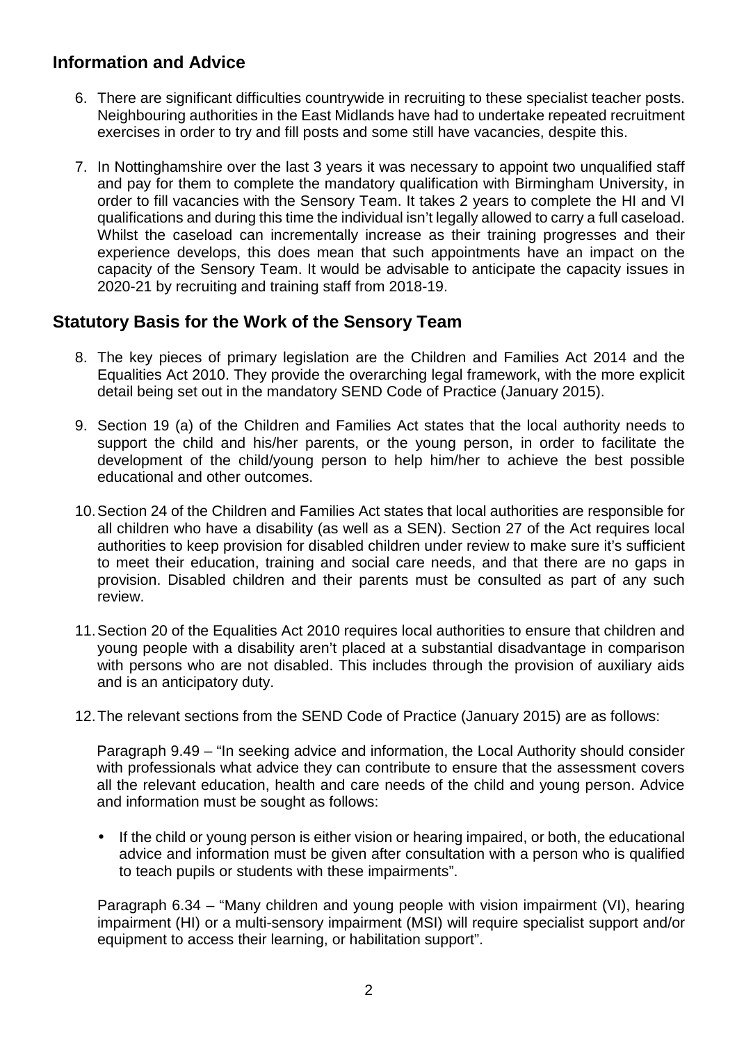## Information and Advice

6. There are significant difficulties countrywide in recruiting to these specialist teacher posts. Neighbouring authorities in the East Midlands have had to undertake repeated recruitment exercises in order to try and fill posts and some still have vacancies, despite this.

7. In Nottinghamshire over the last 3 years it was necessary to appoint two unqualified staff and pay for them to complete the mandatory qualification with Birmingham University, in order to fill vacancies with the Sensory Team. It takes 2 years to complete the HI and VI qualifications and during this time the individual isn't legally allowed to carry a full caseload. Whilst the caseload can incrementally increase as their training progresses and their experience develops, this does mean that such appointments have an impact on the capacity of the Sensory Team. It would be advisable to anticipate the capacity issues in 2020-21 by recruiting and training staff from 2018-19.

## Statutory Basis for the Work of the Sensory Team

8. The key pieces of primary legislation are the Children and Families Act 2014 and the Equalities Act 2010. They provide the overarching legal framework, with the more explicit detail being set out in the mandatory SEND Code of Practice (January 2015).

9. Section 19 (a) of the Children and Families Act states that the local authority needs to support the child and his/her parents, or the young person, in order to facilitate the development of the child/young person to help him/her to achieve the best possible educational and other outcomes.

10. Section 24 of the Children and Families Act states that local authorities are responsible for all children who have a disability (as well as a SEN). Section 27 of the Act requires local authorities to keep provision for disabled children under review to make sure it's sufficient to meet their education, training and social care needs, and that there are no gaps in provision. Disabled children and their parents must be consulted as part of any such review.

11. Section 20 of the Equalities Act 2010 requires local authorities to ensure that children and young people with a disability aren't placed at a substantial disadvantage in comparison with persons who are not disabled. This includes through the provision of auxiliary aids and is an anticipatory duty.

12. The relevant sections from the SEND Code of Practice (January 2015) are as follows:

    Paragraph 9.49 – "In seeking advice and information, the Local Authority should consider with professionals what advice they can contribute to ensure that the assessment covers all the relevant education, health and care needs of the child and young person. Advice and information must be sought as follows:

    - If the child or young person is either vision or hearing impaired, or both, the educational advice and information must be given after consultation with a person who is qualified to teach pupils or students with these impairments".

    Paragraph 6.34 – "Many children and young people with vision impairment (VI), hearing impairment (HI) or a multi-sensory impairment (MSI) will require specialist support and/or equipment to access their learning, or habilitation support".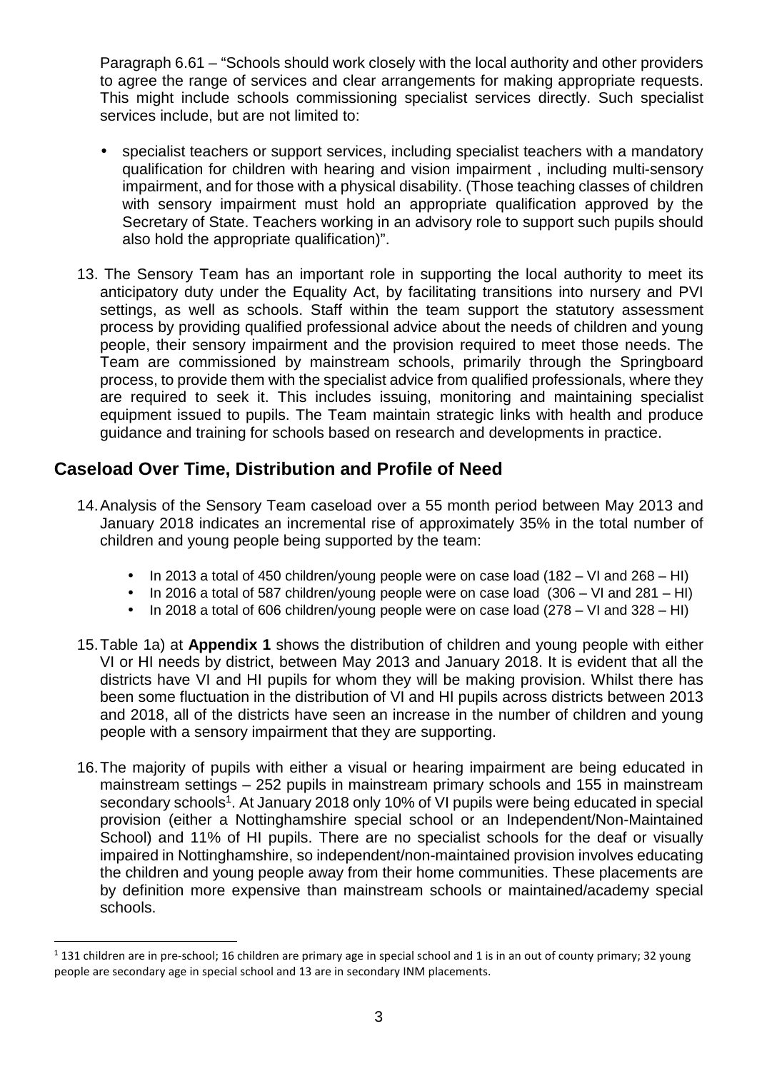Paragraph 6.61 – "Schools should work closely with the local authority and other providers to agree the range of services and clear arrangements for making appropriate requests. This might include schools commissioning specialist services directly. Such specialist services include, but are not limited to:

- specialist teachers or support services, including specialist teachers with a mandatory qualification for children with hearing and vision impairment , including multi-sensory impairment, and for those with a physical disability. (Those teaching classes of children with sensory impairment must hold an appropriate qualification approved by the Secretary of State. Teachers working in an advisory role to support such pupils should also hold the appropriate qualification)".

13. The Sensory Team has an important role in supporting the local authority to meet its anticipatory duty under the Equality Act, by facilitating transitions into nursery and PVI settings, as well as schools. Staff within the team support the statutory assessment process by providing qualified professional advice about the needs of children and young people, their sensory impairment and the provision required to meet those needs. The Team are commissioned by mainstream schools, primarily through the Springboard process, to provide them with the specialist advice from qualified professionals, where they are required to seek it. This includes issuing, monitoring and maintaining specialist equipment issued to pupils. The Team maintain strategic links with health and produce guidance and training for schools based on research and developments in practice.

## Caseload Over Time, Distribution and Profile of Need

14. Analysis of the Sensory Team caseload over a 55 month period between May 2013 and January 2018 indicates an incremental rise of approximately 35% in the total number of children and young people being supported by the team:

    - In 2013 a total of 450 children/young people were on case load (182 – VI and 268 – HI)
    - In 2016 a total of 587 children/young people were on case load (306 – VI and 281 – HI)
    - In 2018 a total of 606 children/young people were on case load (278 – VI and 328 – HI)

15. Table 1a) at **Appendix 1** shows the distribution of children and young people with either VI or HI needs by district, between May 2013 and January 2018. It is evident that all the districts have VI and HI pupils for whom they will be making provision. Whilst there has been some fluctuation in the distribution of VI and HI pupils across districts between 2013 and 2018, all of the districts have seen an increase in the number of children and young people with a sensory impairment that they are supporting.

16. The majority of pupils with either a visual or hearing impairment are being educated in mainstream settings – 252 pupils in mainstream primary schools and 155 in mainstream secondary schools[1]. At January 2018 only 10% of VI pupils were being educated in special provision (either a Nottinghamshire special school or an Independent/Non-Maintained School) and 11% of HI pupils. There are no specialist schools for the deaf or visually impaired in Nottinghamshire, so independent/non-maintained provision involves educating the children and young people away from their home communities. These placements are by definition more expensive than mainstream schools or maintained/academy special schools.

[1] 131 children are in pre-school; 16 children are primary age in special school and 1 is in an out of county primary; 32 young people are secondary age in special school and 13 are in secondary INM placements.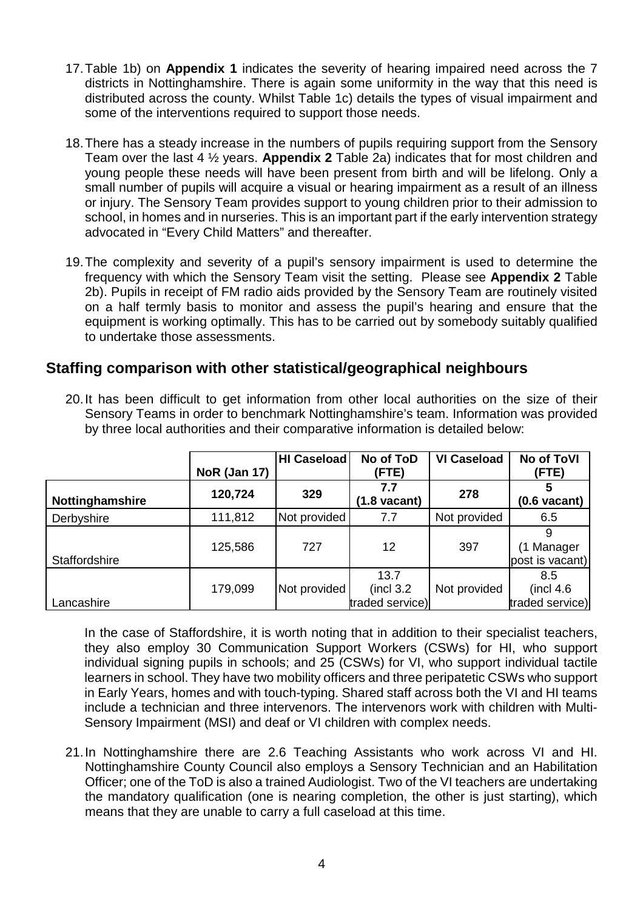17. Table 1b) on **Appendix 1** indicates the severity of hearing impaired need across the 7 districts in Nottinghamshire. There is again some uniformity in the way that this need is distributed across the county. Whilst Table 1c) details the types of visual impairment and some of the interventions required to support those needs.

18. There has a steady increase in the numbers of pupils requiring support from the Sensory Team over the last 4 ½ years. **Appendix 2** Table 2a) indicates that for most children and young people these needs will have been present from birth and will be lifelong. Only a small number of pupils will acquire a visual or hearing impairment as a result of an illness or injury. The Sensory Team provides support to young children prior to their admission to school, in homes and in nurseries. This is an important part if the early intervention strategy advocated in "Every Child Matters" and thereafter.

19. The complexity and severity of a pupil's sensory impairment is used to determine the frequency with which the Sensory Team visit the setting. Please see **Appendix 2** Table 2b). Pupils in receipt of FM radio aids provided by the Sensory Team are routinely visited on a half termly basis to monitor and assess the pupil's hearing and ensure that the equipment is working optimally. This has to be carried out by somebody suitably qualified to undertake those assessments.

## Staffing comparison with other statistical/geographical neighbours

20. It has been difficult to get information from other local authorities on the size of their Sensory Teams in order to benchmark Nottinghamshire's team. Information was provided by three local authorities and their comparative information is detailed below:

| | NoR (Jan 17) | HI Caseload | No of ToD (FTE) | VI Caseload | No of ToVI (FTE) |
|---|---|---|---|---|---|
| **Nottinghamshire** | **120,724** | **329** | **7.7 (1.8 vacant)** | **278** | **5 (0.6 vacant)** |
| Derbyshire | 111,812 | Not provided | 7.7 | Not provided | 6.5 |
| Staffordshire | 125,586 | 727 | 12 | 397 | 9 (1 Manager post is vacant) |
| Lancashire | 179,099 | Not provided | 13.7 (incl 3.2 traded service) | Not provided | 8.5 (incl 4.6 traded service) |

In the case of Staffordshire, it is worth noting that in addition to their specialist teachers, they also employ 30 Communication Support Workers (CSWs) for HI, who support individual signing pupils in schools; and 25 (CSWs) for VI, who support individual tactile learners in school. They have two mobility officers and three peripatetic CSWs who support in Early Years, homes and with touch-typing. Shared staff across both the VI and HI teams include a technician and three intervenors. The intervenors work with children with Multi-Sensory Impairment (MSI) and deaf or VI children with complex needs.

21. In Nottinghamshire there are 2.6 Teaching Assistants who work across VI and HI. Nottinghamshire County Council also employs a Sensory Technician and an Habilitation Officer; one of the ToD is also a trained Audiologist. Two of the VI teachers are undertaking the mandatory qualification (one is nearing completion, the other is just starting), which means that they are unable to carry a full caseload at this time.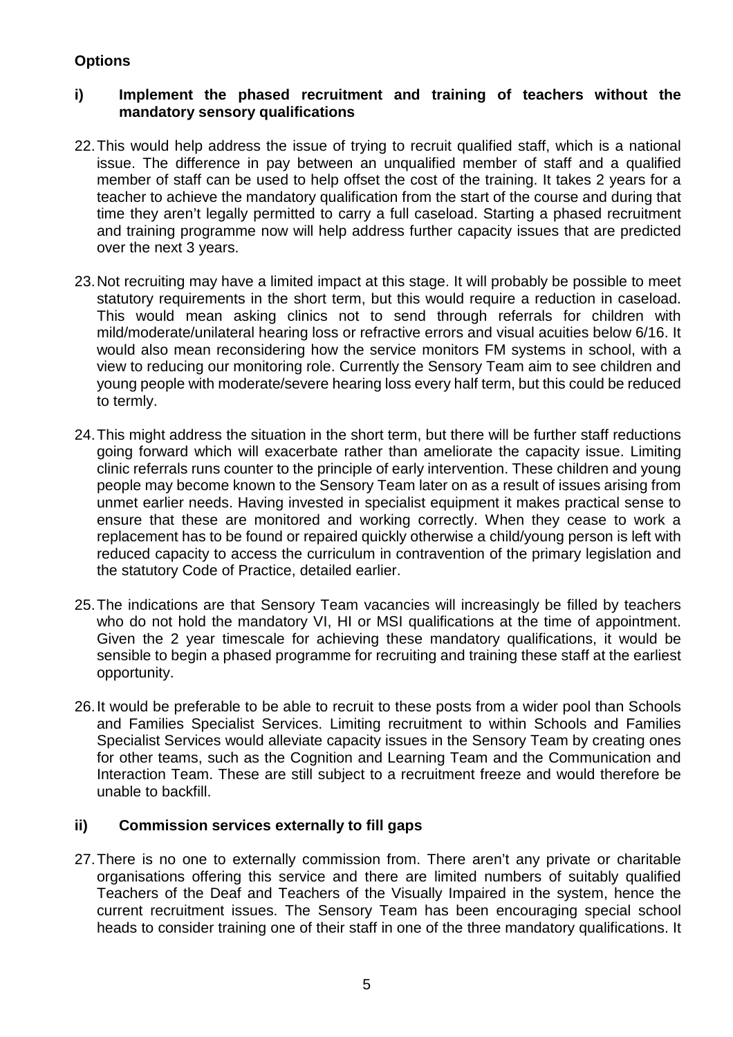**Options**

**i) Implement the phased recruitment and training of teachers without the mandatory sensory qualifications**

22. This would help address the issue of trying to recruit qualified staff, which is a national issue. The difference in pay between an unqualified member of staff and a qualified member of staff can be used to help offset the cost of the training. It takes 2 years for a teacher to achieve the mandatory qualification from the start of the course and during that time they aren't legally permitted to carry a full caseload. Starting a phased recruitment and training programme now will help address further capacity issues that are predicted over the next 3 years.

23. Not recruiting may have a limited impact at this stage. It will probably be possible to meet statutory requirements in the short term, but this would require a reduction in caseload. This would mean asking clinics not to send through referrals for children with mild/moderate/unilateral hearing loss or refractive errors and visual acuities below 6/16. It would also mean reconsidering how the service monitors FM systems in school, with a view to reducing our monitoring role. Currently the Sensory Team aim to see children and young people with moderate/severe hearing loss every half term, but this could be reduced to termly.

24. This might address the situation in the short term, but there will be further staff reductions going forward which will exacerbate rather than ameliorate the capacity issue. Limiting clinic referrals runs counter to the principle of early intervention. These children and young people may become known to the Sensory Team later on as a result of issues arising from unmet earlier needs. Having invested in specialist equipment it makes practical sense to ensure that these are monitored and working correctly. When they cease to work a replacement has to be found or repaired quickly otherwise a child/young person is left with reduced capacity to access the curriculum in contravention of the primary legislation and the statutory Code of Practice, detailed earlier.

25. The indications are that Sensory Team vacancies will increasingly be filled by teachers who do not hold the mandatory VI, HI or MSI qualifications at the time of appointment. Given the 2 year timescale for achieving these mandatory qualifications, it would be sensible to begin a phased programme for recruiting and training these staff at the earliest opportunity.

26. It would be preferable to be able to recruit to these posts from a wider pool than Schools and Families Specialist Services. Limiting recruitment to within Schools and Families Specialist Services would alleviate capacity issues in the Sensory Team by creating ones for other teams, such as the Cognition and Learning Team and the Communication and Interaction Team. These are still subject to a recruitment freeze and would therefore be unable to backfill.

**ii) Commission services externally to fill gaps**

27. There is no one to externally commission from. There aren't any private or charitable organisations offering this service and there are limited numbers of suitably qualified Teachers of the Deaf and Teachers of the Visually Impaired in the system, hence the current recruitment issues. The Sensory Team has been encouraging special school heads to consider training one of their staff in one of the three mandatory qualifications. It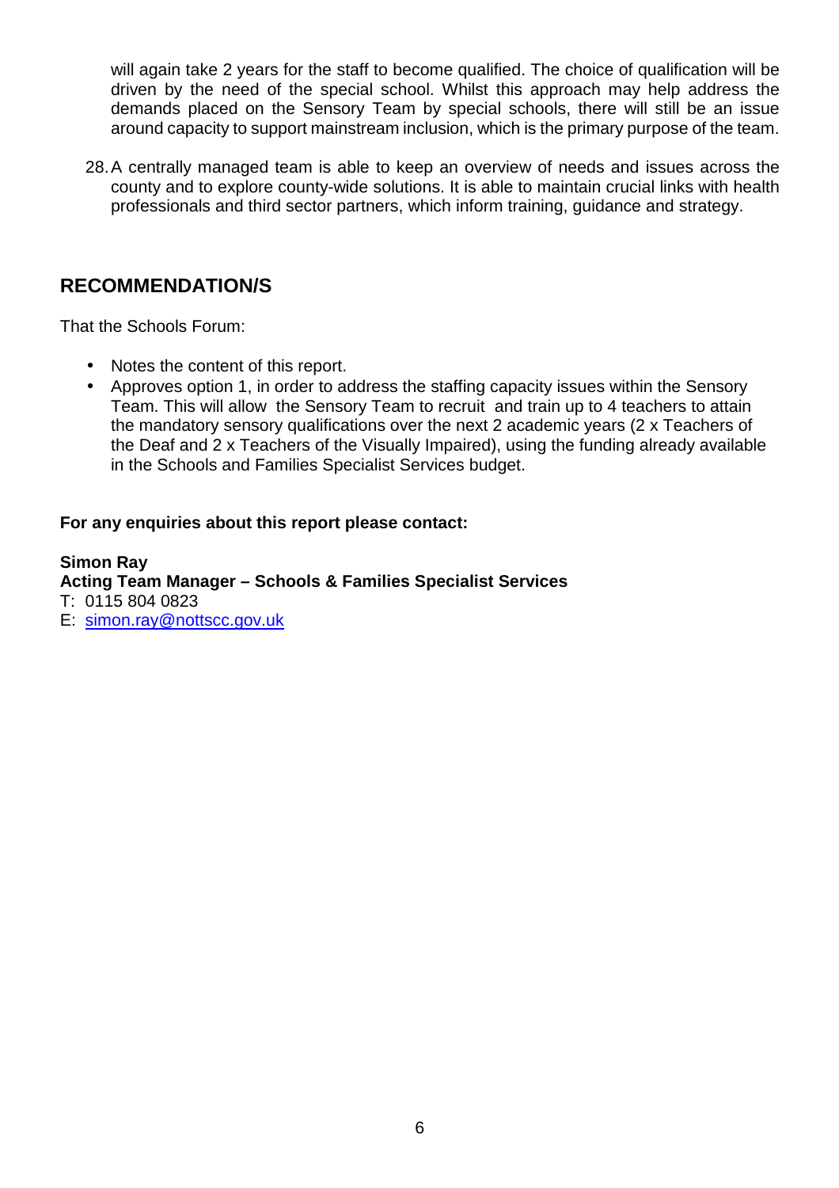will again take 2 years for the staff to become qualified. The choice of qualification will be driven by the need of the special school. Whilst this approach may help address the demands placed on the Sensory Team by special schools, there will still be an issue around capacity to support mainstream inclusion, which is the primary purpose of the team.

28. A centrally managed team is able to keep an overview of needs and issues across the county and to explore county-wide solutions. It is able to maintain crucial links with health professionals and third sector partners, which inform training, guidance and strategy.

## RECOMMENDATION/S

That the Schools Forum:

- Notes the content of this report.
- Approves option 1, in order to address the staffing capacity issues within the Sensory Team. This will allow the Sensory Team to recruit and train up to 4 teachers to attain the mandatory sensory qualifications over the next 2 academic years (2 x Teachers of the Deaf and 2 x Teachers of the Visually Impaired), using the funding already available in the Schools and Families Specialist Services budget.

**For any enquiries about this report please contact:**

**Simon Ray**
**Acting Team Manager – Schools & Families Specialist Services**
T: 0115 804 0823
E: simon.ray@nottscc.gov.uk